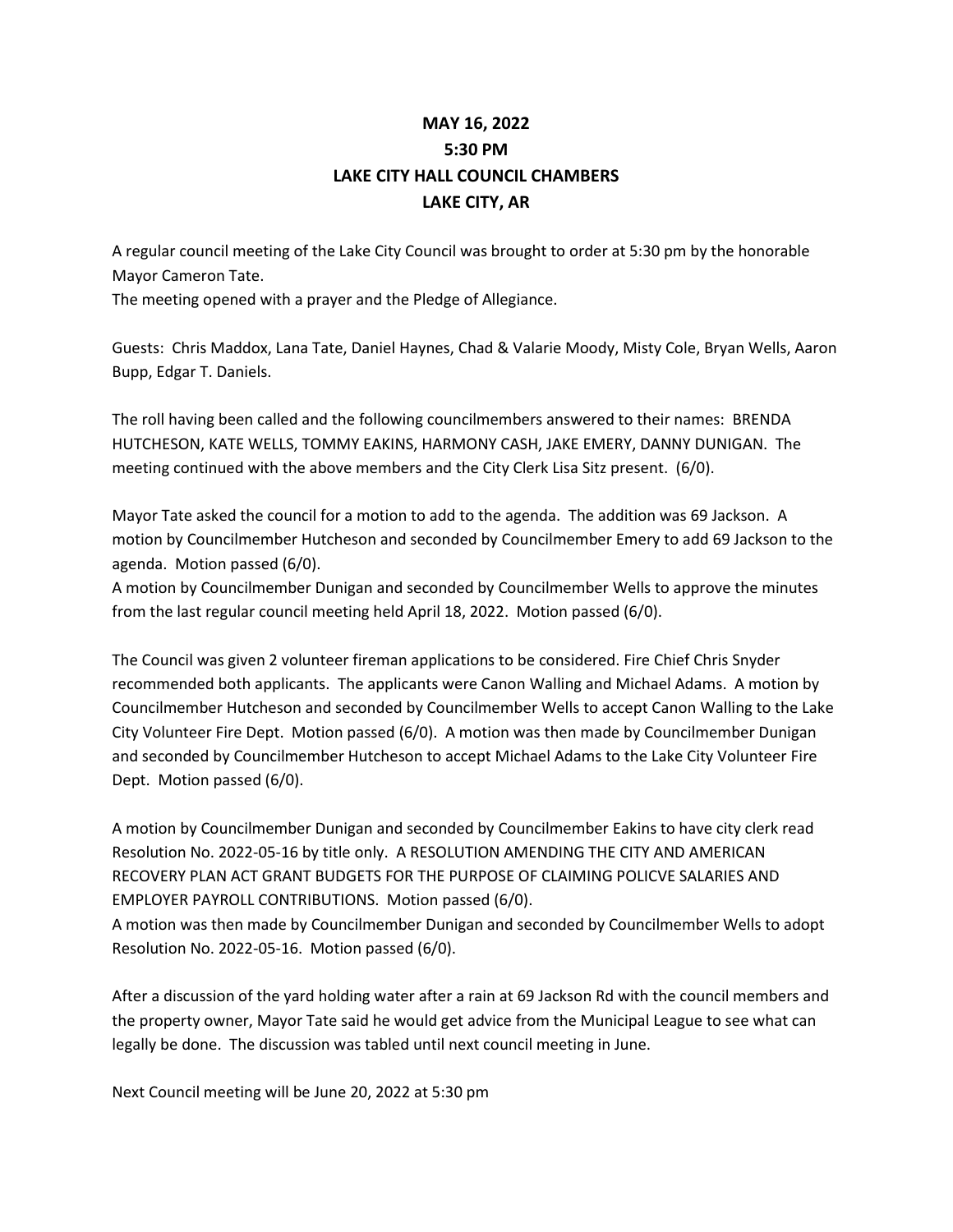**MAY 16, 2022**
**5:30 PM**
**LAKE CITY HALL COUNCIL CHAMBERS**
**LAKE CITY, AR**

A regular council meeting of the Lake City Council was brought to order at 5:30 pm by the honorable Mayor Cameron Tate.
The meeting opened with a prayer and the Pledge of Allegiance.

Guests: Chris Maddox, Lana Tate, Daniel Haynes, Chad & Valarie Moody, Misty Cole, Bryan Wells, Aaron Bupp, Edgar T. Daniels.

The roll having been called and the following councilmembers answered to their names: BRENDA HUTCHESON, KATE WELLS, TOMMY EAKINS, HARMONY CASH, JAKE EMERY, DANNY DUNIGAN. The meeting continued with the above members and the City Clerk Lisa Sitz present. (6/0).

Mayor Tate asked the council for a motion to add to the agenda. The addition was 69 Jackson. A motion by Councilmember Hutcheson and seconded by Councilmember Emery to add 69 Jackson to the agenda. Motion passed (6/0).
A motion by Councilmember Dunigan and seconded by Councilmember Wells to approve the minutes from the last regular council meeting held April 18, 2022. Motion passed (6/0).

The Council was given 2 volunteer fireman applications to be considered. Fire Chief Chris Snyder recommended both applicants. The applicants were Canon Walling and Michael Adams. A motion by Councilmember Hutcheson and seconded by Councilmember Wells to accept Canon Walling to the Lake City Volunteer Fire Dept. Motion passed (6/0). A motion was then made by Councilmember Dunigan and seconded by Councilmember Hutcheson to accept Michael Adams to the Lake City Volunteer Fire Dept. Motion passed (6/0).

A motion by Councilmember Dunigan and seconded by Councilmember Eakins to have city clerk read Resolution No. 2022-05-16 by title only. A RESOLUTION AMENDING THE CITY AND AMERICAN RECOVERY PLAN ACT GRANT BUDGETS FOR THE PURPOSE OF CLAIMING POLICVE SALARIES AND EMPLOYER PAYROLL CONTRIBUTIONS. Motion passed (6/0).
A motion was then made by Councilmember Dunigan and seconded by Councilmember Wells to adopt Resolution No. 2022-05-16. Motion passed (6/0).

After a discussion of the yard holding water after a rain at 69 Jackson Rd with the council members and the property owner, Mayor Tate said he would get advice from the Municipal League to see what can legally be done. The discussion was tabled until next council meeting in June.

Next Council meeting will be June 20, 2022 at 5:30 pm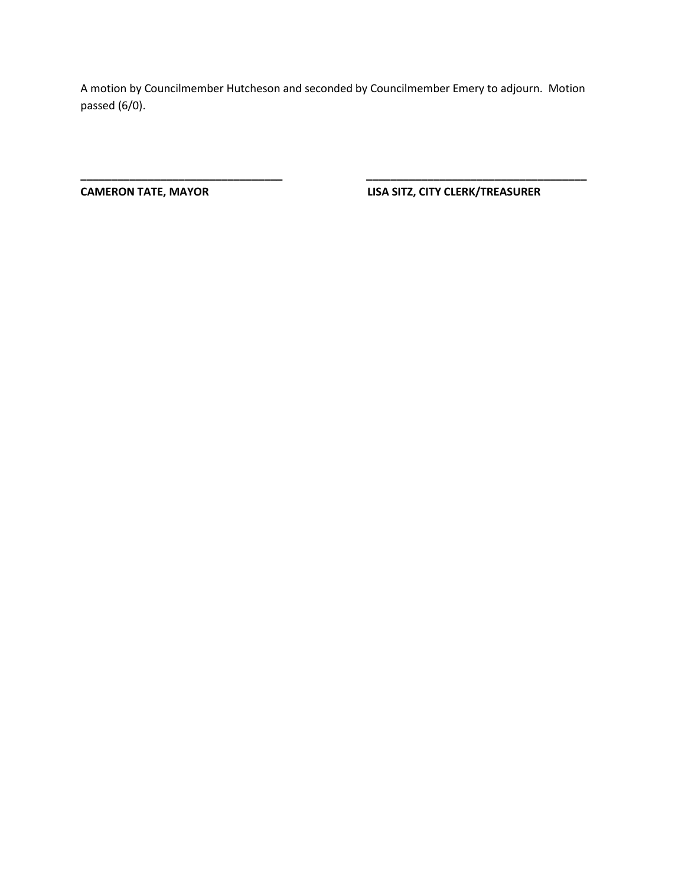A motion by Councilmember Hutcheson and seconded by Councilmember Emery to adjourn. Motion passed (6/0).

| | |
|---|---|
| ________________________________ | ___________________________________ |
| **CAMERON TATE, MAYOR** | **LISA SITZ, CITY CLERK/TREASURER** |